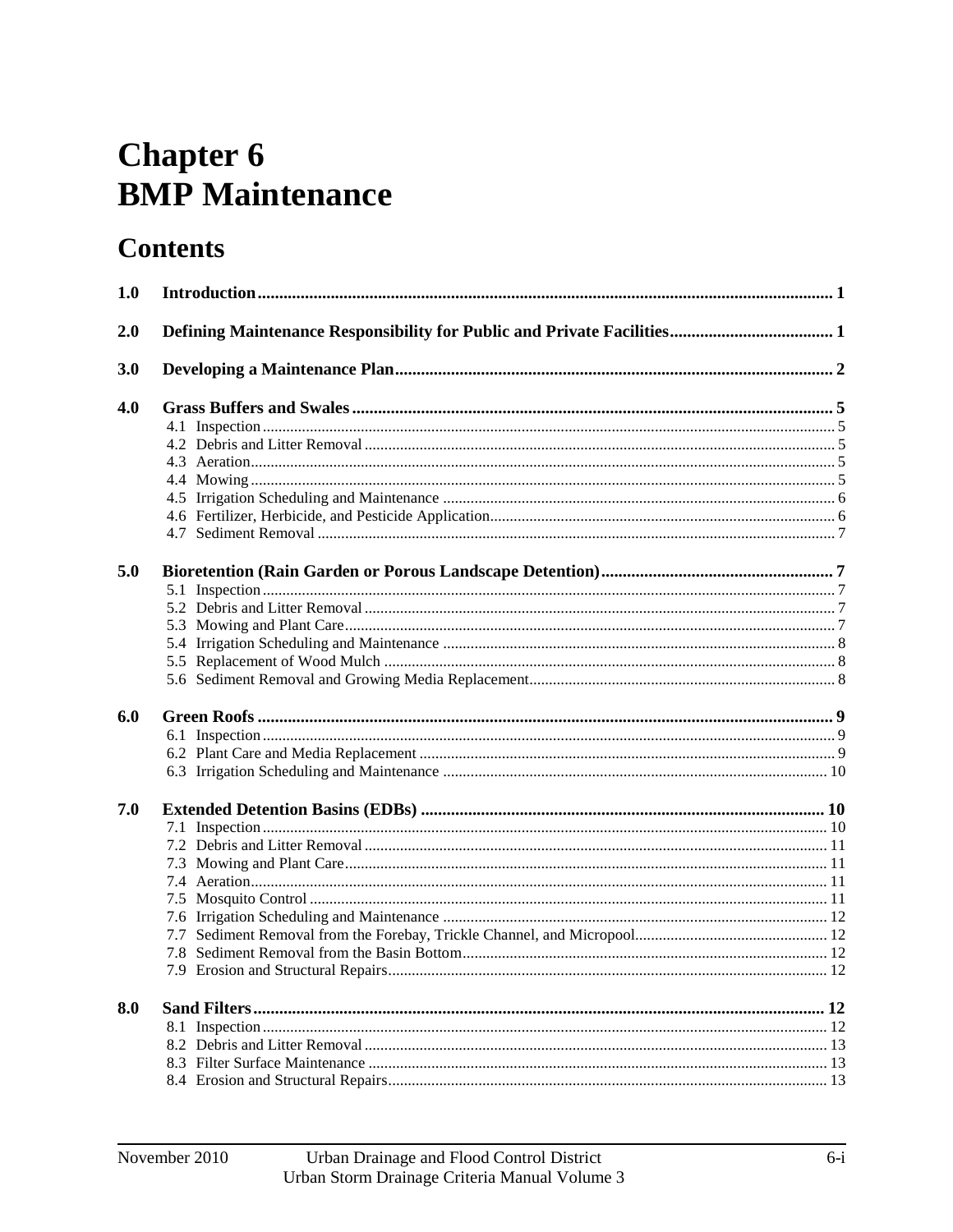# Chapter 6
# BMP Maintenance

## Contents

**1.0 Introduction** .......... 1

**2.0 Defining Maintenance Responsibility for Public and Private Facilities** .......... 1

**3.0 Developing a Maintenance Plan** .......... 2

**4.0 Grass Buffers and Swales** .......... 5
- 4.1 Inspection .......... 5
- 4.2 Debris and Litter Removal .......... 5
- 4.3 Aeration .......... 5
- 4.4 Mowing .......... 5
- 4.5 Irrigation Scheduling and Maintenance .......... 6
- 4.6 Fertilizer, Herbicide, and Pesticide Application .......... 6
- 4.7 Sediment Removal .......... 7

**5.0 Bioretention (Rain Garden or Porous Landscape Detention)** .......... 7
- 5.1 Inspection .......... 7
- 5.2 Debris and Litter Removal .......... 7
- 5.3 Mowing and Plant Care .......... 7
- 5.4 Irrigation Scheduling and Maintenance .......... 8
- 5.5 Replacement of Wood Mulch .......... 8
- 5.6 Sediment Removal and Growing Media Replacement .......... 8

**6.0 Green Roofs** .......... 9
- 6.1 Inspection .......... 9
- 6.2 Plant Care and Media Replacement .......... 9
- 6.3 Irrigation Scheduling and Maintenance .......... 10

**7.0 Extended Detention Basins (EDBs)** .......... 10
- 7.1 Inspection .......... 10
- 7.2 Debris and Litter Removal .......... 11
- 7.3 Mowing and Plant Care .......... 11
- 7.4 Aeration .......... 11
- 7.5 Mosquito Control .......... 11
- 7.6 Irrigation Scheduling and Maintenance .......... 12
- 7.7 Sediment Removal from the Forebay, Trickle Channel, and Micropool .......... 12
- 7.8 Sediment Removal from the Basin Bottom .......... 12
- 7.9 Erosion and Structural Repairs .......... 12

**8.0 Sand Filters** .......... 12
- 8.1 Inspection .......... 12
- 8.2 Debris and Litter Removal .......... 13
- 8.3 Filter Surface Maintenance .......... 13
- 8.4 Erosion and Structural Repairs .......... 13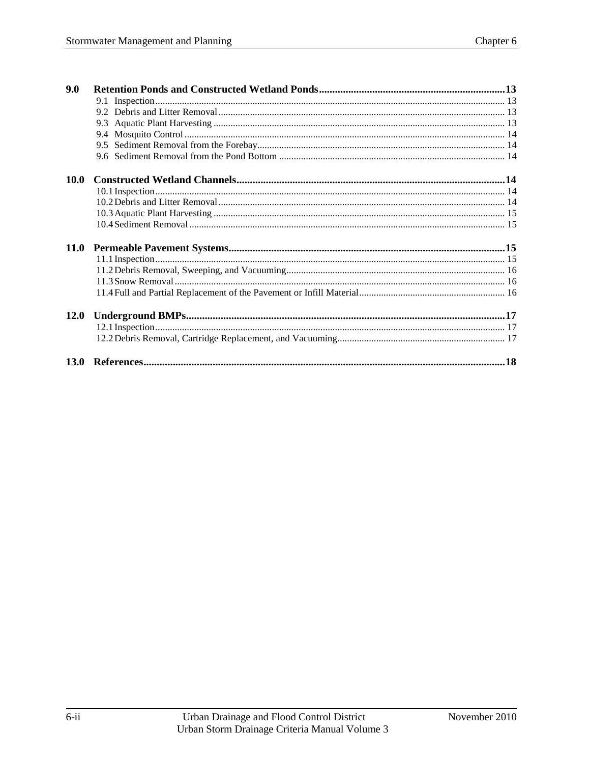**9.0 Retention Ponds and Constructed Wetland Ponds ... 13**

- 9.1 Inspection ... 13
- 9.2 Debris and Litter Removal ... 13
- 9.3 Aquatic Plant Harvesting ... 13
- 9.4 Mosquito Control ... 14
- 9.5 Sediment Removal from the Forebay ... 14
- 9.6 Sediment Removal from the Pond Bottom ... 14

**10.0 Constructed Wetland Channels ... 14**

- 10.1 Inspection ... 14
- 10.2 Debris and Litter Removal ... 14
- 10.3 Aquatic Plant Harvesting ... 15
- 10.4 Sediment Removal ... 15

**11.0 Permeable Pavement Systems ... 15**

- 11.1 Inspection ... 15
- 11.2 Debris Removal, Sweeping, and Vacuuming ... 16
- 11.3 Snow Removal ... 16
- 11.4 Full and Partial Replacement of the Pavement or Infill Material ... 16

**12.0 Underground BMPs ... 17**

- 12.1 Inspection ... 17
- 12.2 Debris Removal, Cartridge Replacement, and Vacuuming ... 17

**13.0 References ... 18**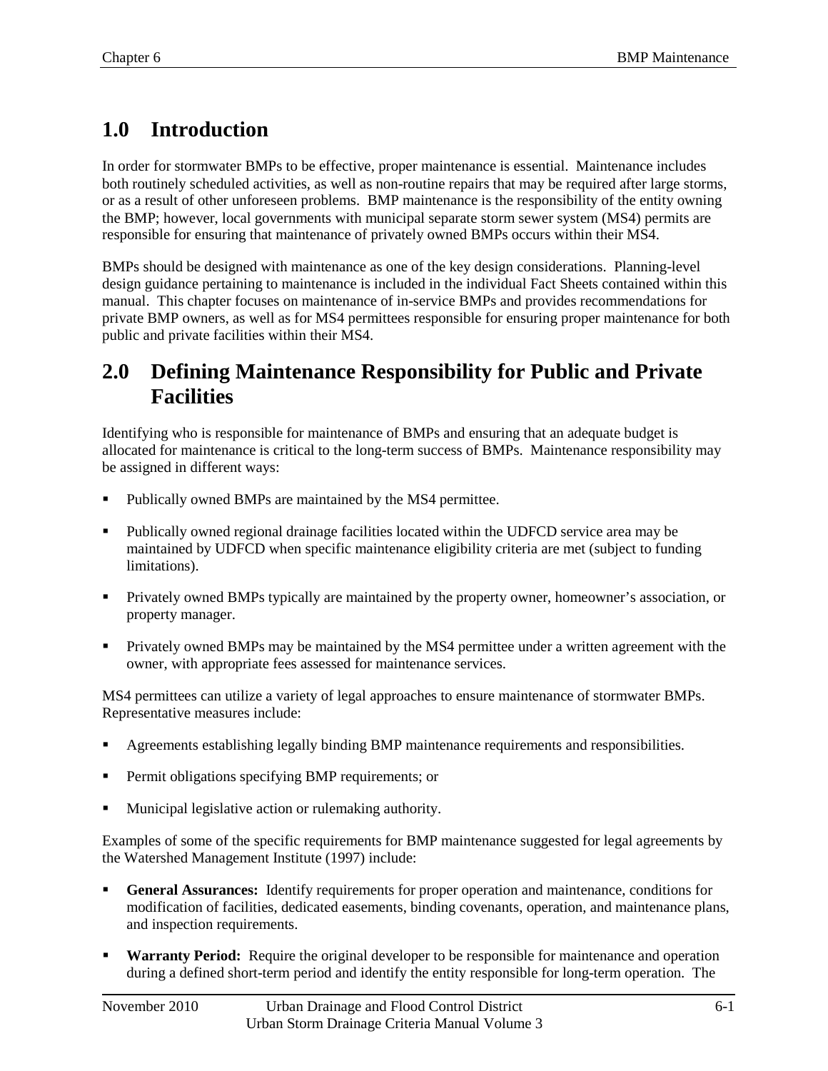# 1.0 Introduction

In order for stormwater BMPs to be effective, proper maintenance is essential. Maintenance includes both routinely scheduled activities, as well as non-routine repairs that may be required after large storms, or as a result of other unforeseen problems. BMP maintenance is the responsibility of the entity owning the BMP; however, local governments with municipal separate storm sewer system (MS4) permits are responsible for ensuring that maintenance of privately owned BMPs occurs within their MS4.

BMPs should be designed with maintenance as one of the key design considerations. Planning-level design guidance pertaining to maintenance is included in the individual Fact Sheets contained within this manual. This chapter focuses on maintenance of in-service BMPs and provides recommendations for private BMP owners, as well as for MS4 permittees responsible for ensuring proper maintenance for both public and private facilities within their MS4.

# 2.0 Defining Maintenance Responsibility for Public and Private Facilities

Identifying who is responsible for maintenance of BMPs and ensuring that an adequate budget is allocated for maintenance is critical to the long-term success of BMPs. Maintenance responsibility may be assigned in different ways:

- Publically owned BMPs are maintained by the MS4 permittee.
- Publically owned regional drainage facilities located within the UDFCD service area may be maintained by UDFCD when specific maintenance eligibility criteria are met (subject to funding limitations).
- Privately owned BMPs typically are maintained by the property owner, homeowner's association, or property manager.
- Privately owned BMPs may be maintained by the MS4 permittee under a written agreement with the owner, with appropriate fees assessed for maintenance services.

MS4 permittees can utilize a variety of legal approaches to ensure maintenance of stormwater BMPs. Representative measures include:

- Agreements establishing legally binding BMP maintenance requirements and responsibilities.
- Permit obligations specifying BMP requirements; or
- Municipal legislative action or rulemaking authority.

Examples of some of the specific requirements for BMP maintenance suggested for legal agreements by the Watershed Management Institute (1997) include:

- **General Assurances:** Identify requirements for proper operation and maintenance, conditions for modification of facilities, dedicated easements, binding covenants, operation, and maintenance plans, and inspection requirements.
- **Warranty Period:** Require the original developer to be responsible for maintenance and operation during a defined short-term period and identify the entity responsible for long-term operation. The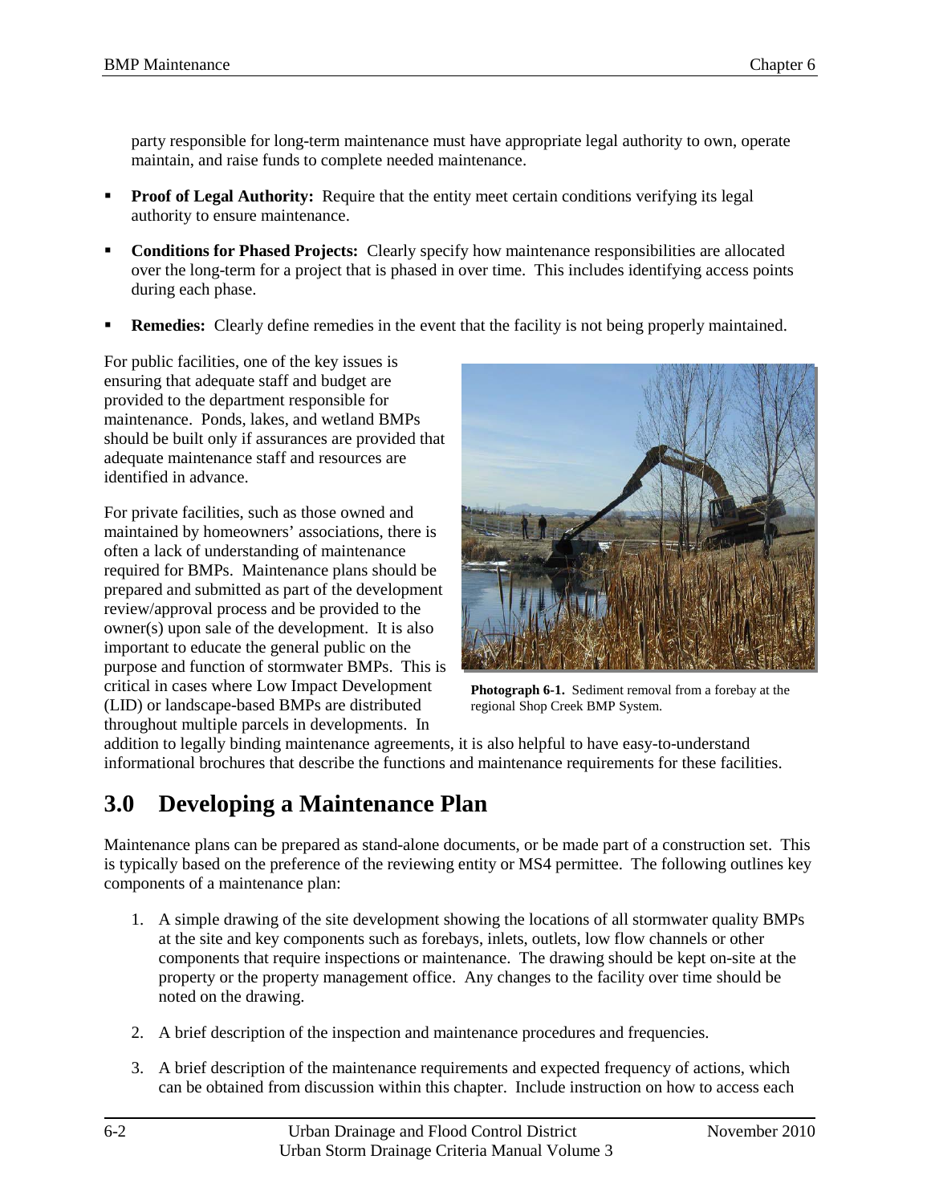party responsible for long-term maintenance must have appropriate legal authority to own, operate maintain, and raise funds to complete needed maintenance.

- **Proof of Legal Authority:** Require that the entity meet certain conditions verifying its legal authority to ensure maintenance.
- **Conditions for Phased Projects:** Clearly specify how maintenance responsibilities are allocated over the long-term for a project that is phased in over time. This includes identifying access points during each phase.
- **Remedies:** Clearly define remedies in the event that the facility is not being properly maintained.

For public facilities, one of the key issues is ensuring that adequate staff and budget are provided to the department responsible for maintenance. Ponds, lakes, and wetland BMPs should be built only if assurances are provided that adequate maintenance staff and resources are identified in advance.

For private facilities, such as those owned and maintained by homeowners' associations, there is often a lack of understanding of maintenance required for BMPs. Maintenance plans should be prepared and submitted as part of the development review/approval process and be provided to the owner(s) upon sale of the development. It is also important to educate the general public on the purpose and function of stormwater BMPs. This is critical in cases where Low Impact Development (LID) or landscape-based BMPs are distributed throughout multiple parcels in developments. In addition to legally binding maintenance agreements, it is also helpful to have easy-to-understand informational brochures that describe the functions and maintenance requirements for these facilities.

**Photograph 6-1.** Sediment removal from a forebay at the regional Shop Creek BMP System.

# 3.0 Developing a Maintenance Plan

Maintenance plans can be prepared as stand-alone documents, or be made part of a construction set. This is typically based on the preference of the reviewing entity or MS4 permittee. The following outlines key components of a maintenance plan:

1. A simple drawing of the site development showing the locations of all stormwater quality BMPs at the site and key components such as forebays, inlets, outlets, low flow channels or other components that require inspections or maintenance. The drawing should be kept on-site at the property or the property management office. Any changes to the facility over time should be noted on the drawing.
2. A brief description of the inspection and maintenance procedures and frequencies.
3. A brief description of the maintenance requirements and expected frequency of actions, which can be obtained from discussion within this chapter. Include instruction on how to access each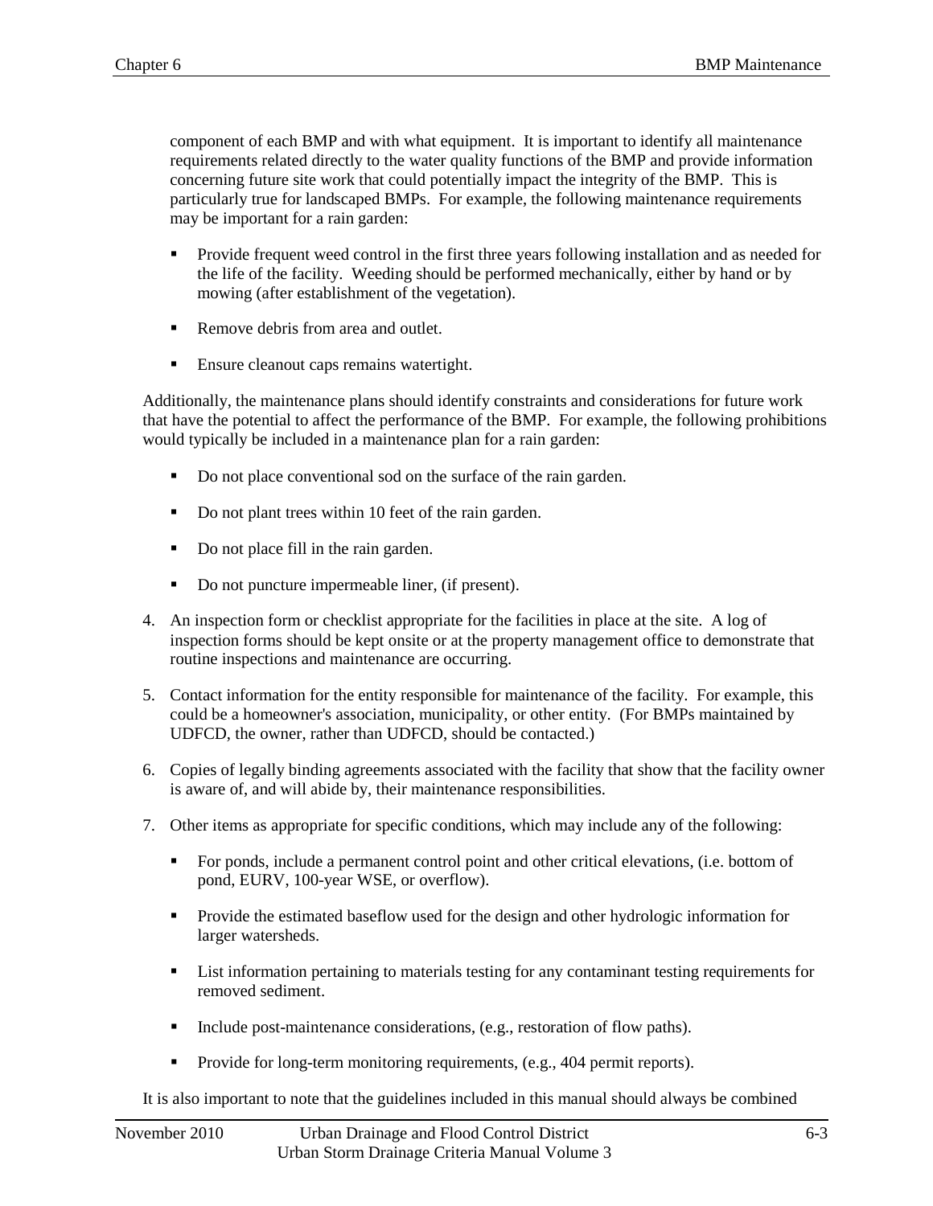component of each BMP and with what equipment. It is important to identify all maintenance requirements related directly to the water quality functions of the BMP and provide information concerning future site work that could potentially impact the integrity of the BMP. This is particularly true for landscaped BMPs. For example, the following maintenance requirements may be important for a rain garden:

- Provide frequent weed control in the first three years following installation and as needed for the life of the facility. Weeding should be performed mechanically, either by hand or by mowing (after establishment of the vegetation).
- Remove debris from area and outlet.
- Ensure cleanout caps remains watertight.

Additionally, the maintenance plans should identify constraints and considerations for future work that have the potential to affect the performance of the BMP. For example, the following prohibitions would typically be included in a maintenance plan for a rain garden:

- Do not place conventional sod on the surface of the rain garden.
- Do not plant trees within 10 feet of the rain garden.
- Do not place fill in the rain garden.
- Do not puncture impermeable liner, (if present).

4. An inspection form or checklist appropriate for the facilities in place at the site. A log of inspection forms should be kept onsite or at the property management office to demonstrate that routine inspections and maintenance are occurring.
5. Contact information for the entity responsible for maintenance of the facility. For example, this could be a homeowner's association, municipality, or other entity. (For BMPs maintained by UDFCD, the owner, rather than UDFCD, should be contacted.)
6. Copies of legally binding agreements associated with the facility that show that the facility owner is aware of, and will abide by, their maintenance responsibilities.
7. Other items as appropriate for specific conditions, which may include any of the following:
   - For ponds, include a permanent control point and other critical elevations, (i.e. bottom of pond, EURV, 100-year WSE, or overflow).
   - Provide the estimated baseflow used for the design and other hydrologic information for larger watersheds.
   - List information pertaining to materials testing for any contaminant testing requirements for removed sediment.
   - Include post-maintenance considerations, (e.g., restoration of flow paths).
   - Provide for long-term monitoring requirements, (e.g., 404 permit reports).

It is also important to note that the guidelines included in this manual should always be combined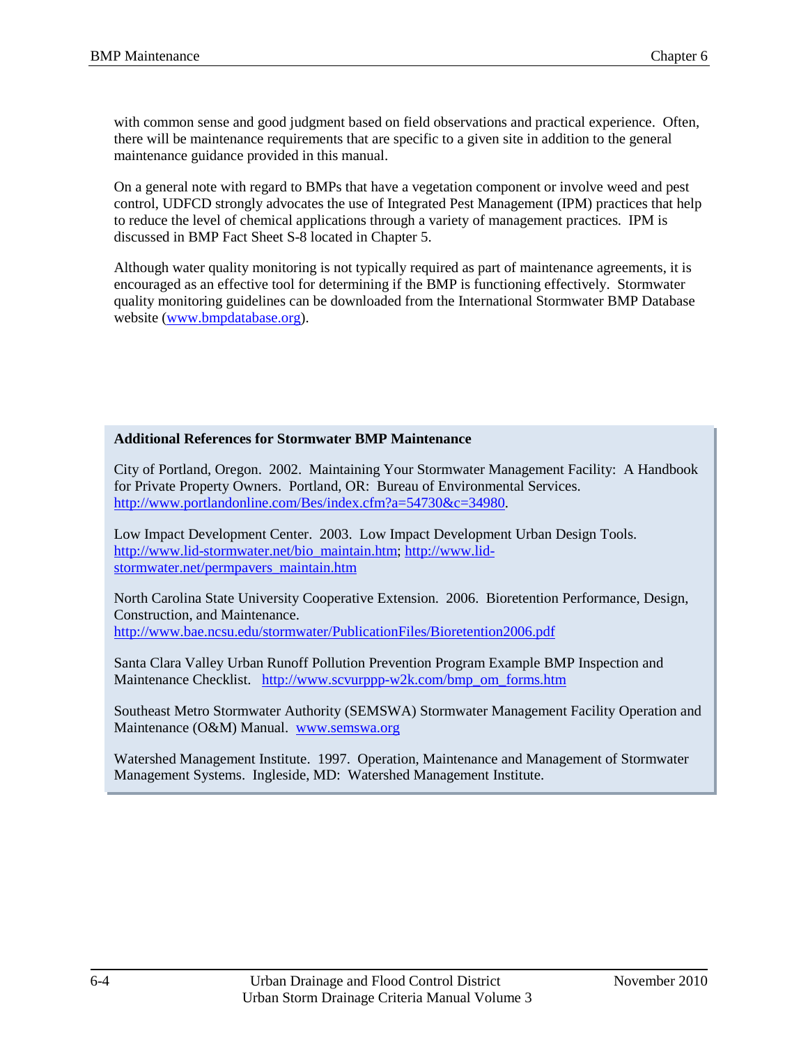with common sense and good judgment based on field observations and practical experience. Often, there will be maintenance requirements that are specific to a given site in addition to the general maintenance guidance provided in this manual.

On a general note with regard to BMPs that have a vegetation component or involve weed and pest control, UDFCD strongly advocates the use of Integrated Pest Management (IPM) practices that help to reduce the level of chemical applications through a variety of management practices. IPM is discussed in BMP Fact Sheet S-8 located in Chapter 5.

Although water quality monitoring is not typically required as part of maintenance agreements, it is encouraged as an effective tool for determining if the BMP is functioning effectively. Stormwater quality monitoring guidelines can be downloaded from the International Stormwater BMP Database website (www.bmpdatabase.org).

**Additional References for Stormwater BMP Maintenance**

City of Portland, Oregon. 2002. Maintaining Your Stormwater Management Facility: A Handbook for Private Property Owners. Portland, OR: Bureau of Environmental Services. http://www.portlandonline.com/Bes/index.cfm?a=54730&c=34980.

Low Impact Development Center. 2003. Low Impact Development Urban Design Tools. http://www.lid-stormwater.net/bio_maintain.htm; http://www.lid-stormwater.net/permpavers_maintain.htm

North Carolina State University Cooperative Extension. 2006. Bioretention Performance, Design, Construction, and Maintenance. http://www.bae.ncsu.edu/stormwater/PublicationFiles/Bioretention2006.pdf

Santa Clara Valley Urban Runoff Pollution Prevention Program Example BMP Inspection and Maintenance Checklist. http://www.scvurppp-w2k.com/bmp_om_forms.htm

Southeast Metro Stormwater Authority (SEMSWA) Stormwater Management Facility Operation and Maintenance (O&M) Manual. www.semswa.org

Watershed Management Institute. 1997. Operation, Maintenance and Management of Stormwater Management Systems. Ingleside, MD: Watershed Management Institute.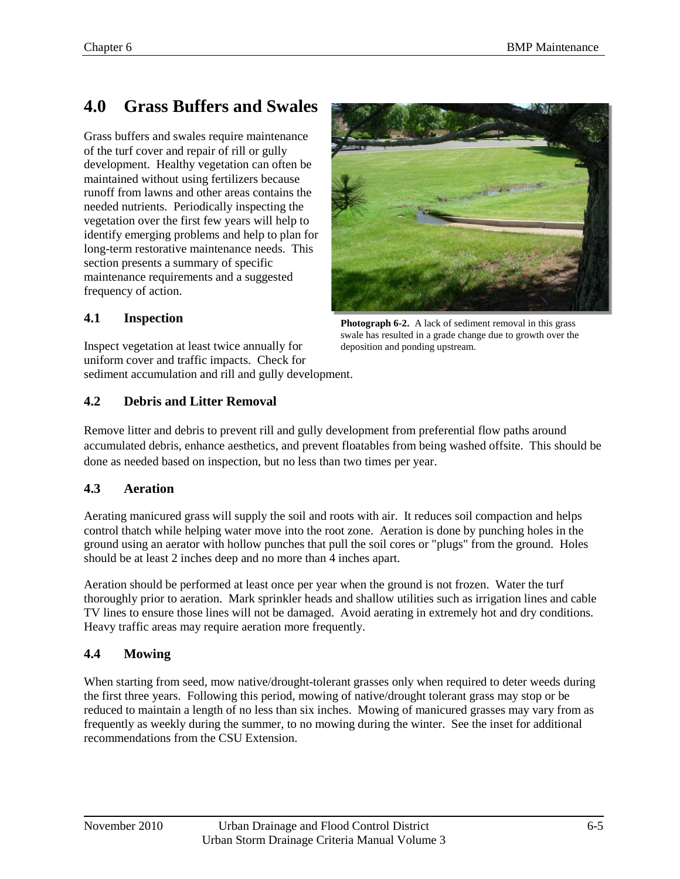# 4.0 Grass Buffers and Swales

Grass buffers and swales require maintenance of the turf cover and repair of rill or gully development. Healthy vegetation can often be maintained without using fertilizers because runoff from lawns and other areas contains the needed nutrients. Periodically inspecting the vegetation over the first few years will help to identify emerging problems and help to plan for long-term restorative maintenance needs. This section presents a summary of specific maintenance requirements and a suggested frequency of action.

**Photograph 6-2.** A lack of sediment removal in this grass swale has resulted in a grade change due to growth over the deposition and ponding upstream.

## 4.1 Inspection

Inspect vegetation at least twice annually for uniform cover and traffic impacts. Check for sediment accumulation and rill and gully development.

## 4.2 Debris and Litter Removal

Remove litter and debris to prevent rill and gully development from preferential flow paths around accumulated debris, enhance aesthetics, and prevent floatables from being washed offsite. This should be done as needed based on inspection, but no less than two times per year.

## 4.3 Aeration

Aerating manicured grass will supply the soil and roots with air. It reduces soil compaction and helps control thatch while helping water move into the root zone. Aeration is done by punching holes in the ground using an aerator with hollow punches that pull the soil cores or "plugs" from the ground. Holes should be at least 2 inches deep and no more than 4 inches apart.

Aeration should be performed at least once per year when the ground is not frozen. Water the turf thoroughly prior to aeration. Mark sprinkler heads and shallow utilities such as irrigation lines and cable TV lines to ensure those lines will not be damaged. Avoid aerating in extremely hot and dry conditions. Heavy traffic areas may require aeration more frequently.

## 4.4 Mowing

When starting from seed, mow native/drought-tolerant grasses only when required to deter weeds during the first three years. Following this period, mowing of native/drought tolerant grass may stop or be reduced to maintain a length of no less than six inches. Mowing of manicured grasses may vary from as frequently as weekly during the summer, to no mowing during the winter. See the inset for additional recommendations from the CSU Extension.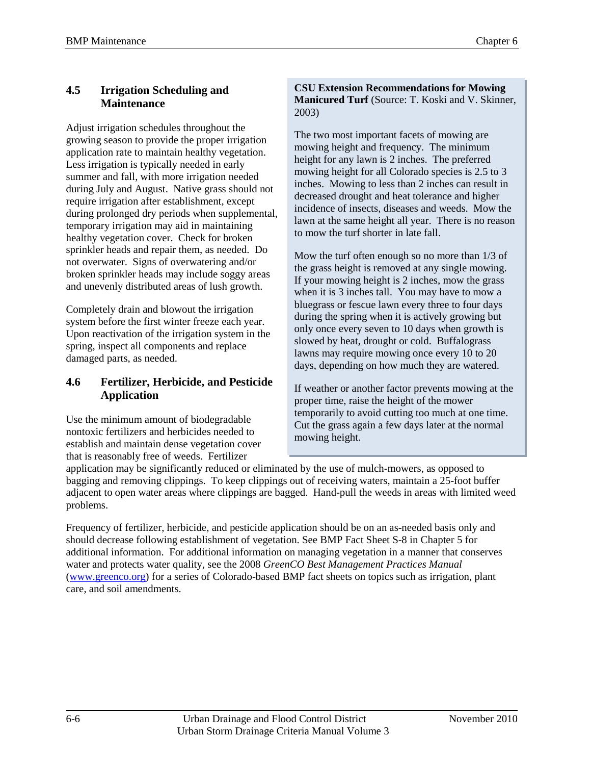## 4.5 Irrigation Scheduling and Maintenance

Adjust irrigation schedules throughout the growing season to provide the proper irrigation application rate to maintain healthy vegetation. Less irrigation is typically needed in early summer and fall, with more irrigation needed during July and August. Native grass should not require irrigation after establishment, except during prolonged dry periods when supplemental, temporary irrigation may aid in maintaining healthy vegetation cover. Check for broken sprinkler heads and repair them, as needed. Do not overwater. Signs of overwatering and/or broken sprinkler heads may include soggy areas and unevenly distributed areas of lush growth.

Completely drain and blowout the irrigation system before the first winter freeze each year. Upon reactivation of the irrigation system in the spring, inspect all components and replace damaged parts, as needed.

## 4.6 Fertilizer, Herbicide, and Pesticide Application

Use the minimum amount of biodegradable nontoxic fertilizers and herbicides needed to establish and maintain dense vegetation cover that is reasonably free of weeds. Fertilizer application may be significantly reduced or eliminated by the use of mulch-mowers, as opposed to bagging and removing clippings. To keep clippings out of receiving waters, maintain a 25-foot buffer adjacent to open water areas where clippings are bagged. Hand-pull the weeds in areas with limited weed problems.

Frequency of fertilizer, herbicide, and pesticide application should be on an as-needed basis only and should decrease following establishment of vegetation. See BMP Fact Sheet S-8 in Chapter 5 for additional information. For additional information on managing vegetation in a manner that conserves water and protects water quality, see the 2008 *GreenCO Best Management Practices Manual* (www.greenco.org) for a series of Colorado-based BMP fact sheets on topics such as irrigation, plant care, and soil amendments.

**CSU Extension Recommendations for Mowing Manicured Turf** (Source: T. Koski and V. Skinner, 2003)

The two most important facets of mowing are mowing height and frequency. The minimum height for any lawn is 2 inches. The preferred mowing height for all Colorado species is 2.5 to 3 inches. Mowing to less than 2 inches can result in decreased drought and heat tolerance and higher incidence of insects, diseases and weeds. Mow the lawn at the same height all year. There is no reason to mow the turf shorter in late fall.

Mow the turf often enough so no more than 1/3 of the grass height is removed at any single mowing. If your mowing height is 2 inches, mow the grass when it is 3 inches tall. You may have to mow a bluegrass or fescue lawn every three to four days during the spring when it is actively growing but only once every seven to 10 days when growth is slowed by heat, drought or cold. Buffalograss lawns may require mowing once every 10 to 20 days, depending on how much they are watered.

If weather or another factor prevents mowing at the proper time, raise the height of the mower temporarily to avoid cutting too much at one time. Cut the grass again a few days later at the normal mowing height.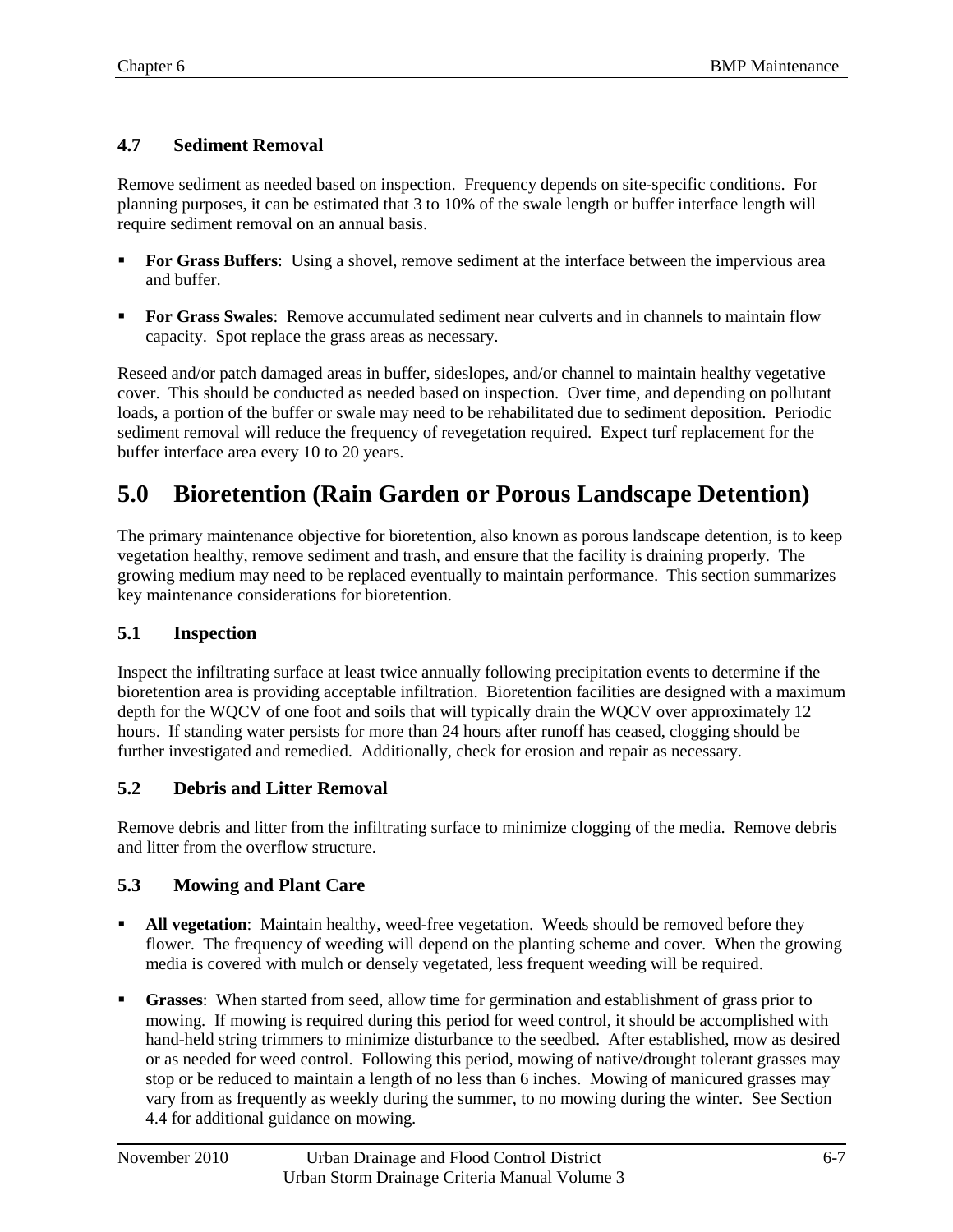### 4.7 Sediment Removal

Remove sediment as needed based on inspection. Frequency depends on site-specific conditions. For planning purposes, it can be estimated that 3 to 10% of the swale length or buffer interface length will require sediment removal on an annual basis.

- **For Grass Buffers**: Using a shovel, remove sediment at the interface between the impervious area and buffer.
- **For Grass Swales**: Remove accumulated sediment near culverts and in channels to maintain flow capacity. Spot replace the grass areas as necessary.

Reseed and/or patch damaged areas in buffer, sideslopes, and/or channel to maintain healthy vegetative cover. This should be conducted as needed based on inspection. Over time, and depending on pollutant loads, a portion of the buffer or swale may need to be rehabilitated due to sediment deposition. Periodic sediment removal will reduce the frequency of revegetation required. Expect turf replacement for the buffer interface area every 10 to 20 years.

## 5.0 Bioretention (Rain Garden or Porous Landscape Detention)

The primary maintenance objective for bioretention, also known as porous landscape detention, is to keep vegetation healthy, remove sediment and trash, and ensure that the facility is draining properly. The growing medium may need to be replaced eventually to maintain performance. This section summarizes key maintenance considerations for bioretention.

### 5.1 Inspection

Inspect the infiltrating surface at least twice annually following precipitation events to determine if the bioretention area is providing acceptable infiltration. Bioretention facilities are designed with a maximum depth for the WQCV of one foot and soils that will typically drain the WQCV over approximately 12 hours. If standing water persists for more than 24 hours after runoff has ceased, clogging should be further investigated and remedied. Additionally, check for erosion and repair as necessary.

### 5.2 Debris and Litter Removal

Remove debris and litter from the infiltrating surface to minimize clogging of the media. Remove debris and litter from the overflow structure.

### 5.3 Mowing and Plant Care

- **All vegetation**: Maintain healthy, weed-free vegetation. Weeds should be removed before they flower. The frequency of weeding will depend on the planting scheme and cover. When the growing media is covered with mulch or densely vegetated, less frequent weeding will be required.
- **Grasses**: When started from seed, allow time for germination and establishment of grass prior to mowing. If mowing is required during this period for weed control, it should be accomplished with hand-held string trimmers to minimize disturbance to the seedbed. After established, mow as desired or as needed for weed control. Following this period, mowing of native/drought tolerant grasses may stop or be reduced to maintain a length of no less than 6 inches. Mowing of manicured grasses may vary from as frequently as weekly during the summer, to no mowing during the winter. See Section 4.4 for additional guidance on mowing.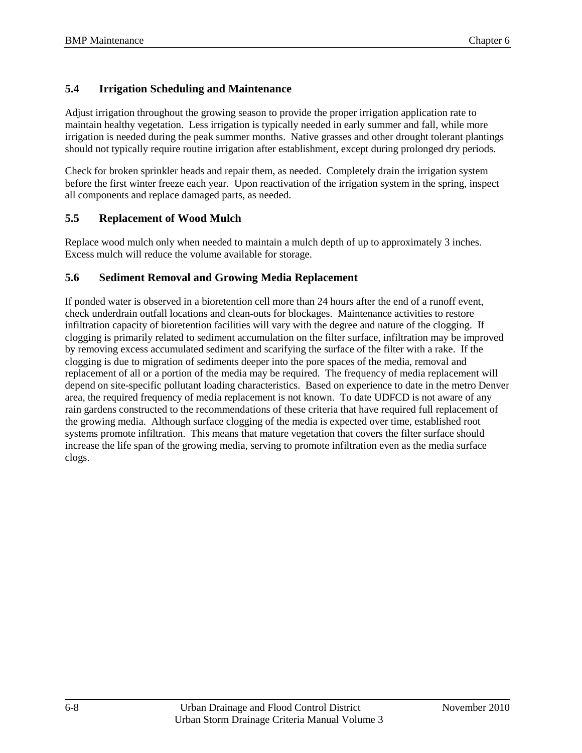### 5.4 Irrigation Scheduling and Maintenance

Adjust irrigation throughout the growing season to provide the proper irrigation application rate to maintain healthy vegetation. Less irrigation is typically needed in early summer and fall, while more irrigation is needed during the peak summer months. Native grasses and other drought tolerant plantings should not typically require routine irrigation after establishment, except during prolonged dry periods.

Check for broken sprinkler heads and repair them, as needed. Completely drain the irrigation system before the first winter freeze each year. Upon reactivation of the irrigation system in the spring, inspect all components and replace damaged parts, as needed.

### 5.5 Replacement of Wood Mulch

Replace wood mulch only when needed to maintain a mulch depth of up to approximately 3 inches. Excess mulch will reduce the volume available for storage.

### 5.6 Sediment Removal and Growing Media Replacement

If ponded water is observed in a bioretention cell more than 24 hours after the end of a runoff event, check underdrain outfall locations and clean-outs for blockages. Maintenance activities to restore infiltration capacity of bioretention facilities will vary with the degree and nature of the clogging. If clogging is primarily related to sediment accumulation on the filter surface, infiltration may be improved by removing excess accumulated sediment and scarifying the surface of the filter with a rake. If the clogging is due to migration of sediments deeper into the pore spaces of the media, removal and replacement of all or a portion of the media may be required. The frequency of media replacement will depend on site-specific pollutant loading characteristics. Based on experience to date in the metro Denver area, the required frequency of media replacement is not known. To date UDFCD is not aware of any rain gardens constructed to the recommendations of these criteria that have required full replacement of the growing media. Although surface clogging of the media is expected over time, established root systems promote infiltration. This means that mature vegetation that covers the filter surface should increase the life span of the growing media, serving to promote infiltration even as the media surface clogs.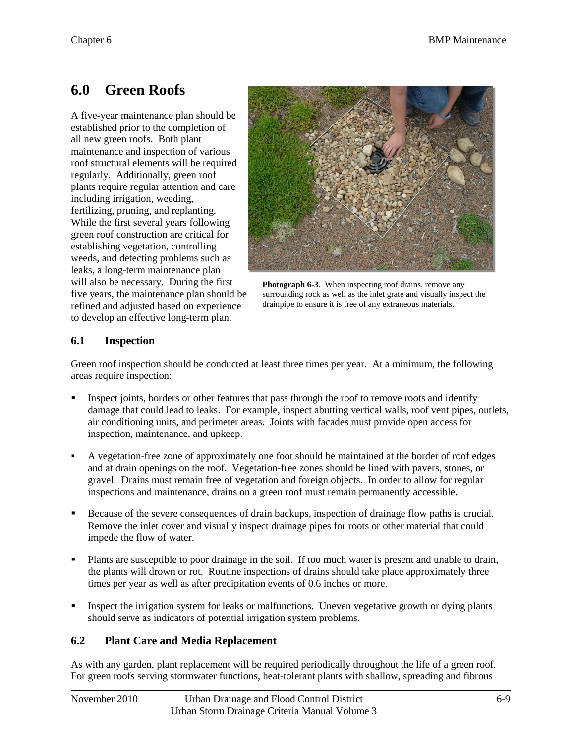## 6.0 Green Roofs

A five-year maintenance plan should be established prior to the completion of all new green roofs. Both plant maintenance and inspection of various roof structural elements will be required regularly. Additionally, green roof plants require regular attention and care including irrigation, weeding, fertilizing, pruning, and replanting. While the first several years following green roof construction are critical for establishing vegetation, controlling weeds, and detecting problems such as leaks, a long-term maintenance plan will also be necessary. During the first five years, the maintenance plan should be refined and adjusted based on experience to develop an effective long-term plan.

**Photograph 6-3**. When inspecting roof drains, remove any surrounding rock as well as the inlet grate and visually inspect the drainpipe to ensure it is free of any extraneous materials.

### 6.1 Inspection

Green roof inspection should be conducted at least three times per year. At a minimum, the following areas require inspection:

- Inspect joints, borders or other features that pass through the roof to remove roots and identify damage that could lead to leaks. For example, inspect abutting vertical walls, roof vent pipes, outlets, air conditioning units, and perimeter areas. Joints with facades must provide open access for inspection, maintenance, and upkeep.
- A vegetation-free zone of approximately one foot should be maintained at the border of roof edges and at drain openings on the roof. Vegetation-free zones should be lined with pavers, stones, or gravel. Drains must remain free of vegetation and foreign objects. In order to allow for regular inspections and maintenance, drains on a green roof must remain permanently accessible.
- Because of the severe consequences of drain backups, inspection of drainage flow paths is crucial. Remove the inlet cover and visually inspect drainage pipes for roots or other material that could impede the flow of water.
- Plants are susceptible to poor drainage in the soil. If too much water is present and unable to drain, the plants will drown or rot. Routine inspections of drains should take place approximately three times per year as well as after precipitation events of 0.6 inches or more.
- Inspect the irrigation system for leaks or malfunctions. Uneven vegetative growth or dying plants should serve as indicators of potential irrigation system problems.

### 6.2 Plant Care and Media Replacement

As with any garden, plant replacement will be required periodically throughout the life of a green roof. For green roofs serving stormwater functions, heat-tolerant plants with shallow, spreading and fibrous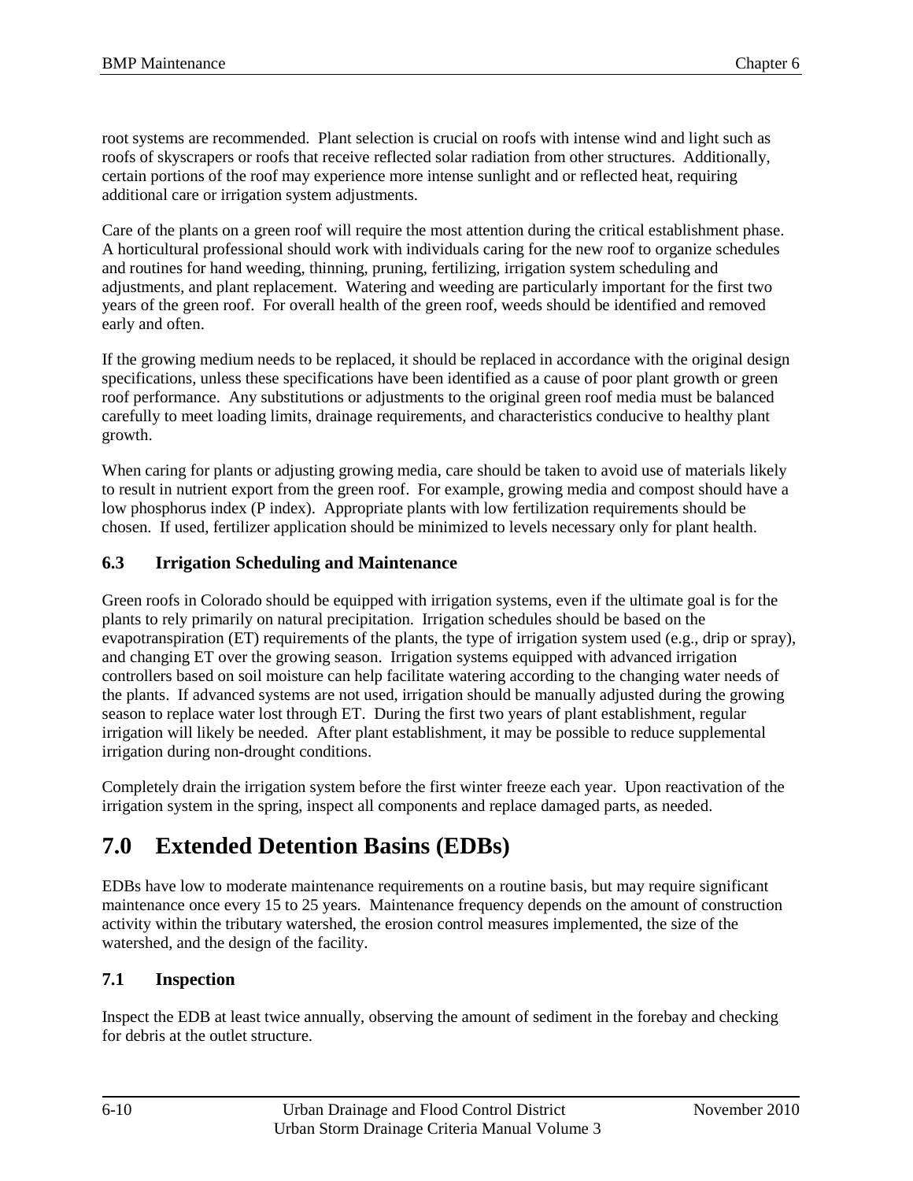root systems are recommended. Plant selection is crucial on roofs with intense wind and light such as roofs of skyscrapers or roofs that receive reflected solar radiation from other structures. Additionally, certain portions of the roof may experience more intense sunlight and or reflected heat, requiring additional care or irrigation system adjustments.

Care of the plants on a green roof will require the most attention during the critical establishment phase. A horticultural professional should work with individuals caring for the new roof to organize schedules and routines for hand weeding, thinning, pruning, fertilizing, irrigation system scheduling and adjustments, and plant replacement. Watering and weeding are particularly important for the first two years of the green roof. For overall health of the green roof, weeds should be identified and removed early and often.

If the growing medium needs to be replaced, it should be replaced in accordance with the original design specifications, unless these specifications have been identified as a cause of poor plant growth or green roof performance. Any substitutions or adjustments to the original green roof media must be balanced carefully to meet loading limits, drainage requirements, and characteristics conducive to healthy plant growth.

When caring for plants or adjusting growing media, care should be taken to avoid use of materials likely to result in nutrient export from the green roof. For example, growing media and compost should have a low phosphorus index (P index). Appropriate plants with low fertilization requirements should be chosen. If used, fertilizer application should be minimized to levels necessary only for plant health.

## 6.3 Irrigation Scheduling and Maintenance

Green roofs in Colorado should be equipped with irrigation systems, even if the ultimate goal is for the plants to rely primarily on natural precipitation. Irrigation schedules should be based on the evapotranspiration (ET) requirements of the plants, the type of irrigation system used (e.g., drip or spray), and changing ET over the growing season. Irrigation systems equipped with advanced irrigation controllers based on soil moisture can help facilitate watering according to the changing water needs of the plants. If advanced systems are not used, irrigation should be manually adjusted during the growing season to replace water lost through ET. During the first two years of plant establishment, regular irrigation will likely be needed. After plant establishment, it may be possible to reduce supplemental irrigation during non-drought conditions.

Completely drain the irrigation system before the first winter freeze each year. Upon reactivation of the irrigation system in the spring, inspect all components and replace damaged parts, as needed.

# 7.0 Extended Detention Basins (EDBs)

EDBs have low to moderate maintenance requirements on a routine basis, but may require significant maintenance once every 15 to 25 years. Maintenance frequency depends on the amount of construction activity within the tributary watershed, the erosion control measures implemented, the size of the watershed, and the design of the facility.

## 7.1 Inspection

Inspect the EDB at least twice annually, observing the amount of sediment in the forebay and checking for debris at the outlet structure.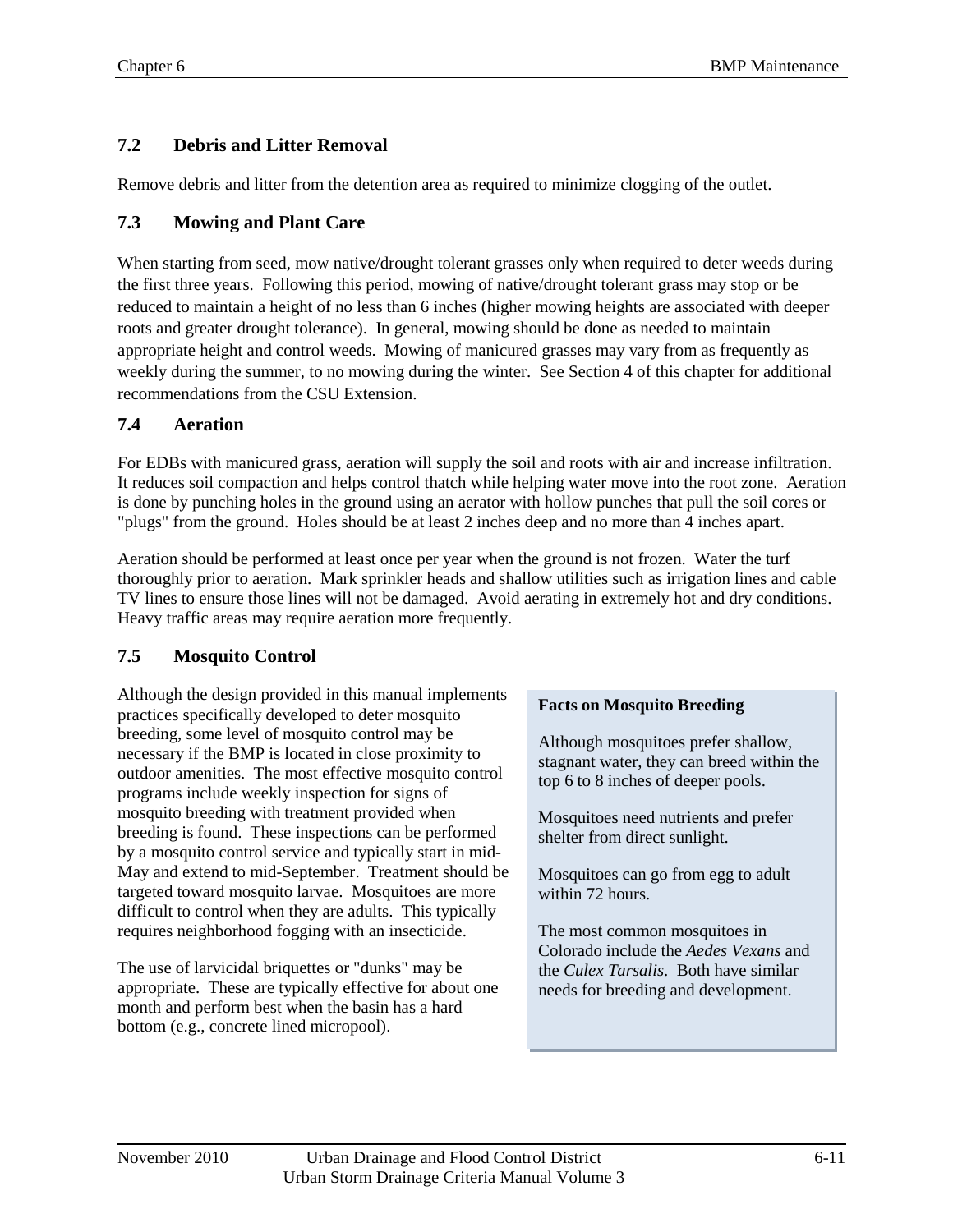## 7.2 Debris and Litter Removal

Remove debris and litter from the detention area as required to minimize clogging of the outlet.

## 7.3 Mowing and Plant Care

When starting from seed, mow native/drought tolerant grasses only when required to deter weeds during the first three years. Following this period, mowing of native/drought tolerant grass may stop or be reduced to maintain a height of no less than 6 inches (higher mowing heights are associated with deeper roots and greater drought tolerance). In general, mowing should be done as needed to maintain appropriate height and control weeds. Mowing of manicured grasses may vary from as frequently as weekly during the summer, to no mowing during the winter. See Section 4 of this chapter for additional recommendations from the CSU Extension.

## 7.4 Aeration

For EDBs with manicured grass, aeration will supply the soil and roots with air and increase infiltration. It reduces soil compaction and helps control thatch while helping water move into the root zone. Aeration is done by punching holes in the ground using an aerator with hollow punches that pull the soil cores or "plugs" from the ground. Holes should be at least 2 inches deep and no more than 4 inches apart.

Aeration should be performed at least once per year when the ground is not frozen. Water the turf thoroughly prior to aeration. Mark sprinkler heads and shallow utilities such as irrigation lines and cable TV lines to ensure those lines will not be damaged. Avoid aerating in extremely hot and dry conditions. Heavy traffic areas may require aeration more frequently.

## 7.5 Mosquito Control

Although the design provided in this manual implements practices specifically developed to deter mosquito breeding, some level of mosquito control may be necessary if the BMP is located in close proximity to outdoor amenities. The most effective mosquito control programs include weekly inspection for signs of mosquito breeding with treatment provided when breeding is found. These inspections can be performed by a mosquito control service and typically start in mid-May and extend to mid-September. Treatment should be targeted toward mosquito larvae. Mosquitoes are more difficult to control when they are adults. This typically requires neighborhood fogging with an insecticide.

The use of larvicidal briquettes or "dunks" may be appropriate. These are typically effective for about one month and perform best when the basin has a hard bottom (e.g., concrete lined micropool).

**Facts on Mosquito Breeding**

Although mosquitoes prefer shallow, stagnant water, they can breed within the top 6 to 8 inches of deeper pools.

Mosquitoes need nutrients and prefer shelter from direct sunlight.

Mosquitoes can go from egg to adult within 72 hours.

The most common mosquitoes in Colorado include the *Aedes Vexans* and the *Culex Tarsalis*. Both have similar needs for breeding and development.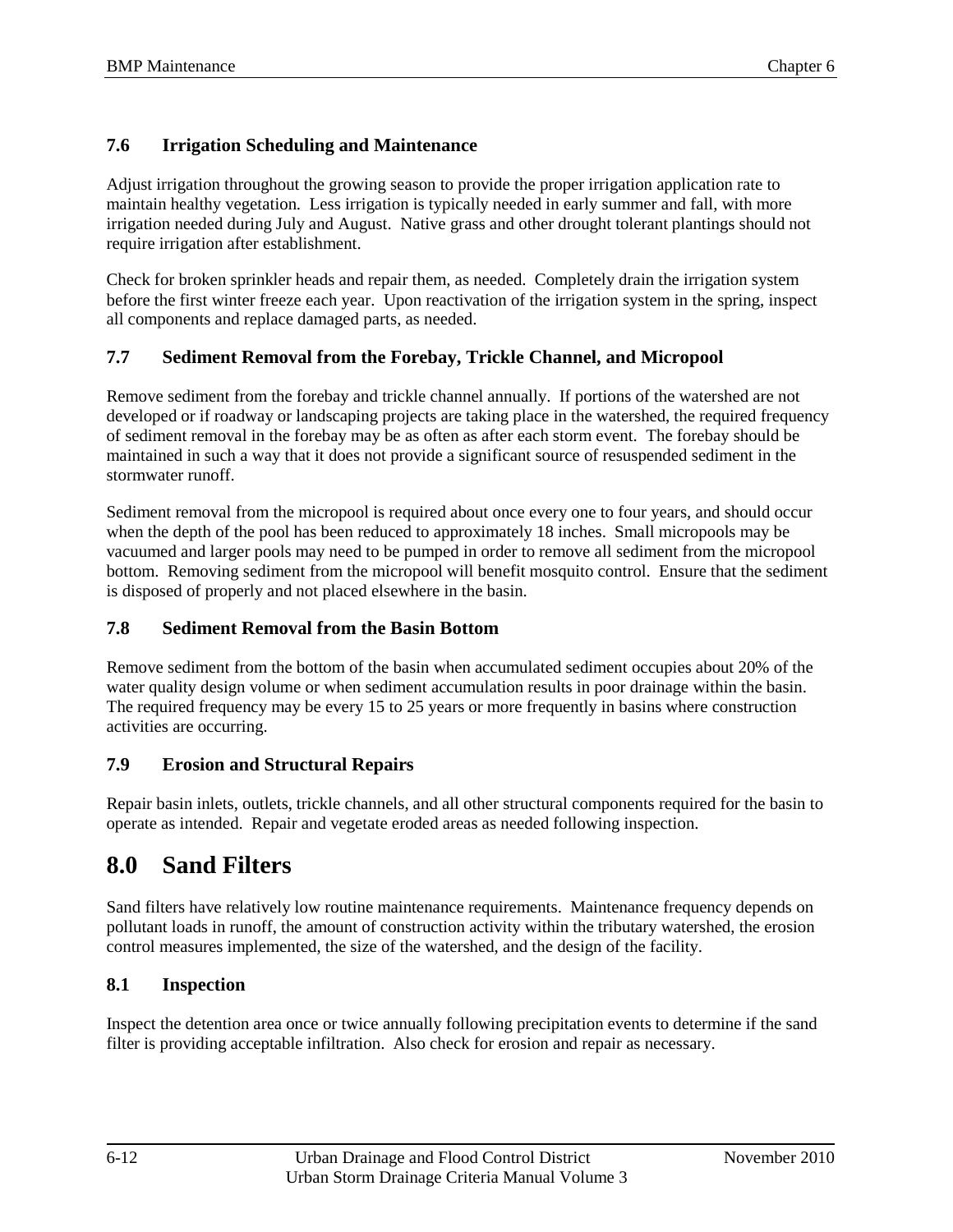### 7.6 Irrigation Scheduling and Maintenance

Adjust irrigation throughout the growing season to provide the proper irrigation application rate to maintain healthy vegetation. Less irrigation is typically needed in early summer and fall, with more irrigation needed during July and August. Native grass and other drought tolerant plantings should not require irrigation after establishment.

Check for broken sprinkler heads and repair them, as needed. Completely drain the irrigation system before the first winter freeze each year. Upon reactivation of the irrigation system in the spring, inspect all components and replace damaged parts, as needed.

### 7.7 Sediment Removal from the Forebay, Trickle Channel, and Micropool

Remove sediment from the forebay and trickle channel annually. If portions of the watershed are not developed or if roadway or landscaping projects are taking place in the watershed, the required frequency of sediment removal in the forebay may be as often as after each storm event. The forebay should be maintained in such a way that it does not provide a significant source of resuspended sediment in the stormwater runoff.

Sediment removal from the micropool is required about once every one to four years, and should occur when the depth of the pool has been reduced to approximately 18 inches. Small micropools may be vacuumed and larger pools may need to be pumped in order to remove all sediment from the micropool bottom. Removing sediment from the micropool will benefit mosquito control. Ensure that the sediment is disposed of properly and not placed elsewhere in the basin.

### 7.8 Sediment Removal from the Basin Bottom

Remove sediment from the bottom of the basin when accumulated sediment occupies about 20% of the water quality design volume or when sediment accumulation results in poor drainage within the basin. The required frequency may be every 15 to 25 years or more frequently in basins where construction activities are occurring.

### 7.9 Erosion and Structural Repairs

Repair basin inlets, outlets, trickle channels, and all other structural components required for the basin to operate as intended. Repair and vegetate eroded areas as needed following inspection.

## 8.0 Sand Filters

Sand filters have relatively low routine maintenance requirements. Maintenance frequency depends on pollutant loads in runoff, the amount of construction activity within the tributary watershed, the erosion control measures implemented, the size of the watershed, and the design of the facility.

### 8.1 Inspection

Inspect the detention area once or twice annually following precipitation events to determine if the sand filter is providing acceptable infiltration. Also check for erosion and repair as necessary.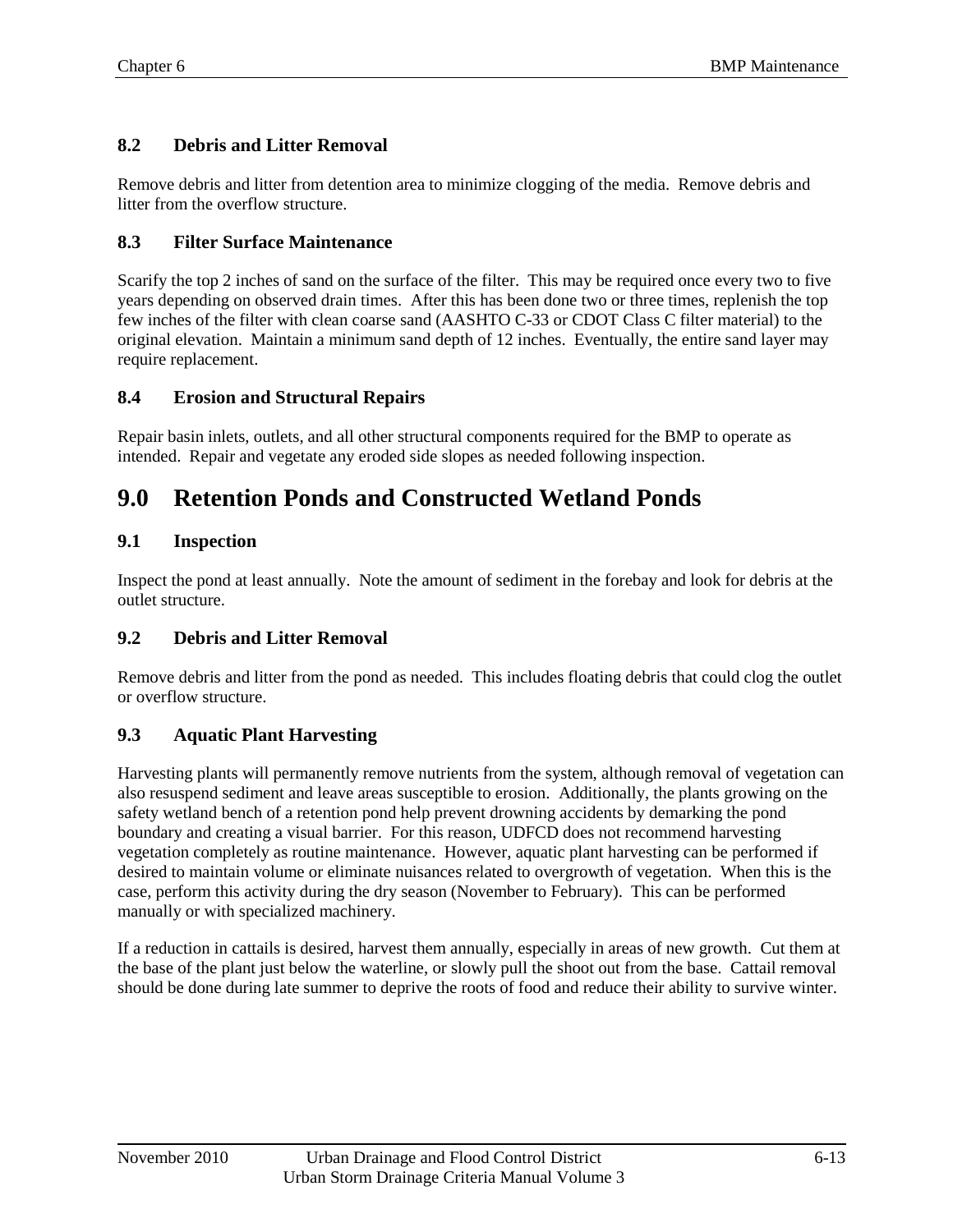### 8.2 Debris and Litter Removal

Remove debris and litter from detention area to minimize clogging of the media. Remove debris and litter from the overflow structure.

### 8.3 Filter Surface Maintenance

Scarify the top 2 inches of sand on the surface of the filter. This may be required once every two to five years depending on observed drain times. After this has been done two or three times, replenish the top few inches of the filter with clean coarse sand (AASHTO C-33 or CDOT Class C filter material) to the original elevation. Maintain a minimum sand depth of 12 inches. Eventually, the entire sand layer may require replacement.

### 8.4 Erosion and Structural Repairs

Repair basin inlets, outlets, and all other structural components required for the BMP to operate as intended. Repair and vegetate any eroded side slopes as needed following inspection.

## 9.0 Retention Ponds and Constructed Wetland Ponds

### 9.1 Inspection

Inspect the pond at least annually. Note the amount of sediment in the forebay and look for debris at the outlet structure.

### 9.2 Debris and Litter Removal

Remove debris and litter from the pond as needed. This includes floating debris that could clog the outlet or overflow structure.

### 9.3 Aquatic Plant Harvesting

Harvesting plants will permanently remove nutrients from the system, although removal of vegetation can also resuspend sediment and leave areas susceptible to erosion. Additionally, the plants growing on the safety wetland bench of a retention pond help prevent drowning accidents by demarking the pond boundary and creating a visual barrier. For this reason, UDFCD does not recommend harvesting vegetation completely as routine maintenance. However, aquatic plant harvesting can be performed if desired to maintain volume or eliminate nuisances related to overgrowth of vegetation. When this is the case, perform this activity during the dry season (November to February). This can be performed manually or with specialized machinery.

If a reduction in cattails is desired, harvest them annually, especially in areas of new growth. Cut them at the base of the plant just below the waterline, or slowly pull the shoot out from the base. Cattail removal should be done during late summer to deprive the roots of food and reduce their ability to survive winter.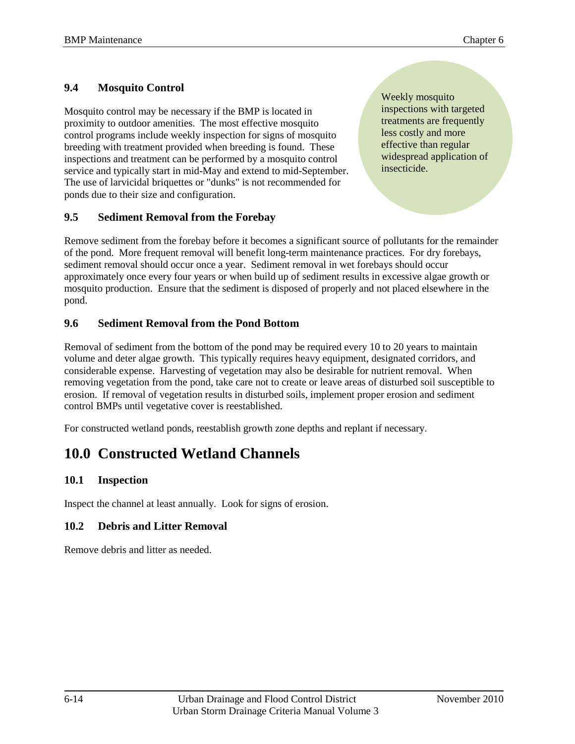### 9.4 Mosquito Control

Mosquito control may be necessary if the BMP is located in proximity to outdoor amenities. The most effective mosquito control programs include weekly inspection for signs of mosquito breeding with treatment provided when breeding is found. These inspections and treatment can be performed by a mosquito control service and typically start in mid-May and extend to mid-September. The use of larvicidal briquettes or "dunks" is not recommended for ponds due to their size and configuration.

> Weekly mosquito inspections with targeted treatments are frequently less costly and more effective than regular widespread application of insecticide.

### 9.5 Sediment Removal from the Forebay

Remove sediment from the forebay before it becomes a significant source of pollutants for the remainder of the pond. More frequent removal will benefit long-term maintenance practices. For dry forebays, sediment removal should occur once a year. Sediment removal in wet forebays should occur approximately once every four years or when build up of sediment results in excessive algae growth or mosquito production. Ensure that the sediment is disposed of properly and not placed elsewhere in the pond.

### 9.6 Sediment Removal from the Pond Bottom

Removal of sediment from the bottom of the pond may be required every 10 to 20 years to maintain volume and deter algae growth. This typically requires heavy equipment, designated corridors, and considerable expense. Harvesting of vegetation may also be desirable for nutrient removal. When removing vegetation from the pond, take care not to create or leave areas of disturbed soil susceptible to erosion. If removal of vegetation results in disturbed soils, implement proper erosion and sediment control BMPs until vegetative cover is reestablished.

For constructed wetland ponds, reestablish growth zone depths and replant if necessary.

## 10.0 Constructed Wetland Channels

### 10.1 Inspection

Inspect the channel at least annually. Look for signs of erosion.

### 10.2 Debris and Litter Removal

Remove debris and litter as needed.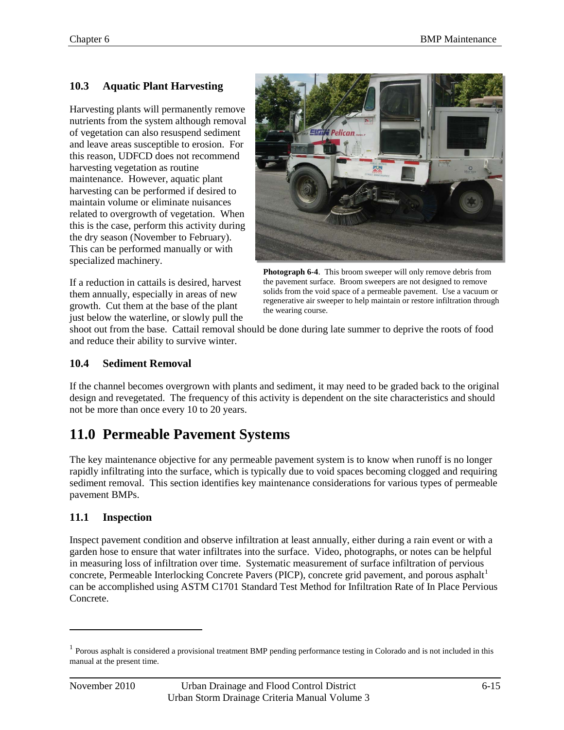### 10.3 Aquatic Plant Harvesting

Harvesting plants will permanently remove nutrients from the system although removal of vegetation can also resuspend sediment and leave areas susceptible to erosion. For this reason, UDFCD does not recommend harvesting vegetation as routine maintenance. However, aquatic plant harvesting can be performed if desired to maintain volume or eliminate nuisances related to overgrowth of vegetation. When this is the case, perform this activity during the dry season (November to February). This can be performed manually or with specialized machinery.

**Photograph 6-4**. This broom sweeper will only remove debris from the pavement surface. Broom sweepers are not designed to remove solids from the void space of a permeable pavement. Use a vacuum or regenerative air sweeper to help maintain or restore infiltration through the wearing course.

If a reduction in cattails is desired, harvest them annually, especially in areas of new growth. Cut them at the base of the plant just below the waterline, or slowly pull the shoot out from the base. Cattail removal should be done during late summer to deprive the roots of food and reduce their ability to survive winter.

### 10.4 Sediment Removal

If the channel becomes overgrown with plants and sediment, it may need to be graded back to the original design and revegetated. The frequency of this activity is dependent on the site characteristics and should not be more than once every 10 to 20 years.

## 11.0 Permeable Pavement Systems

The key maintenance objective for any permeable pavement system is to know when runoff is no longer rapidly infiltrating into the surface, which is typically due to void spaces becoming clogged and requiring sediment removal. This section identifies key maintenance considerations for various types of permeable pavement BMPs.

### 11.1 Inspection

Inspect pavement condition and observe infiltration at least annually, either during a rain event or with a garden hose to ensure that water infiltrates into the surface. Video, photographs, or notes can be helpful in measuring loss of infiltration over time. Systematic measurement of surface infiltration of pervious concrete, Permeable Interlocking Concrete Pavers (PICP), concrete grid pavement, and porous asphalt[1] can be accomplished using ASTM C1701 Standard Test Method for Infiltration Rate of In Place Pervious Concrete.

[1] Porous asphalt is considered a provisional treatment BMP pending performance testing in Colorado and is not included in this manual at the present time.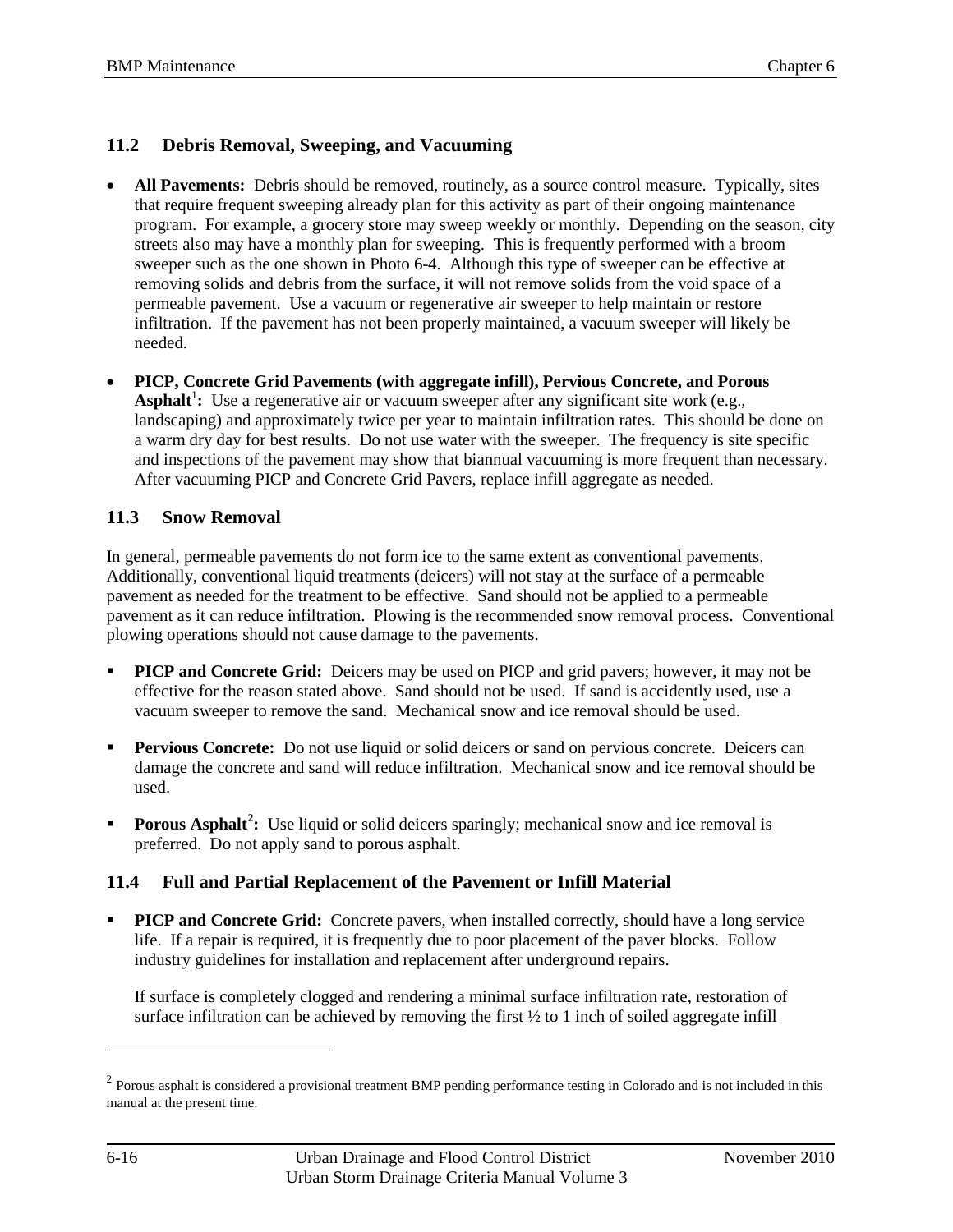### 11.2 Debris Removal, Sweeping, and Vacuuming

- **All Pavements:** Debris should be removed, routinely, as a source control measure. Typically, sites that require frequent sweeping already plan for this activity as part of their ongoing maintenance program. For example, a grocery store may sweep weekly or monthly. Depending on the season, city streets also may have a monthly plan for sweeping. This is frequently performed with a broom sweeper such as the one shown in Photo 6-4. Although this type of sweeper can be effective at removing solids and debris from the surface, it will not remove solids from the void space of a permeable pavement. Use a vacuum or regenerative air sweeper to help maintain or restore infiltration. If the pavement has not been properly maintained, a vacuum sweeper will likely be needed.

- **PICP, Concrete Grid Pavements (with aggregate infill), Pervious Concrete, and Porous Asphalt[1]:** Use a regenerative air or vacuum sweeper after any significant site work (e.g., landscaping) and approximately twice per year to maintain infiltration rates. This should be done on a warm dry day for best results. Do not use water with the sweeper. The frequency is site specific and inspections of the pavement may show that biannual vacuuming is more frequent than necessary. After vacuuming PICP and Concrete Grid Pavers, replace infill aggregate as needed.

### 11.3 Snow Removal

In general, permeable pavements do not form ice to the same extent as conventional pavements. Additionally, conventional liquid treatments (deicers) will not stay at the surface of a permeable pavement as needed for the treatment to be effective. Sand should not be applied to a permeable pavement as it can reduce infiltration. Plowing is the recommended snow removal process. Conventional plowing operations should not cause damage to the pavements.

- **PICP and Concrete Grid:** Deicers may be used on PICP and grid pavers; however, it may not be effective for the reason stated above. Sand should not be used. If sand is accidently used, use a vacuum sweeper to remove the sand. Mechanical snow and ice removal should be used.

- **Pervious Concrete:** Do not use liquid or solid deicers or sand on pervious concrete. Deicers can damage the concrete and sand will reduce infiltration. Mechanical snow and ice removal should be used.

- **Porous Asphalt[2]:** Use liquid or solid deicers sparingly; mechanical snow and ice removal is preferred. Do not apply sand to porous asphalt.

### 11.4 Full and Partial Replacement of the Pavement or Infill Material

- **PICP and Concrete Grid:** Concrete pavers, when installed correctly, should have a long service life. If a repair is required, it is frequently due to poor placement of the paver blocks. Follow industry guidelines for installation and replacement after underground repairs.

  If surface is completely clogged and rendering a minimal surface infiltration rate, restoration of surface infiltration can be achieved by removing the first ½ to 1 inch of soiled aggregate infill

---

[2] Porous asphalt is considered a provisional treatment BMP pending performance testing in Colorado and is not included in this manual at the present time.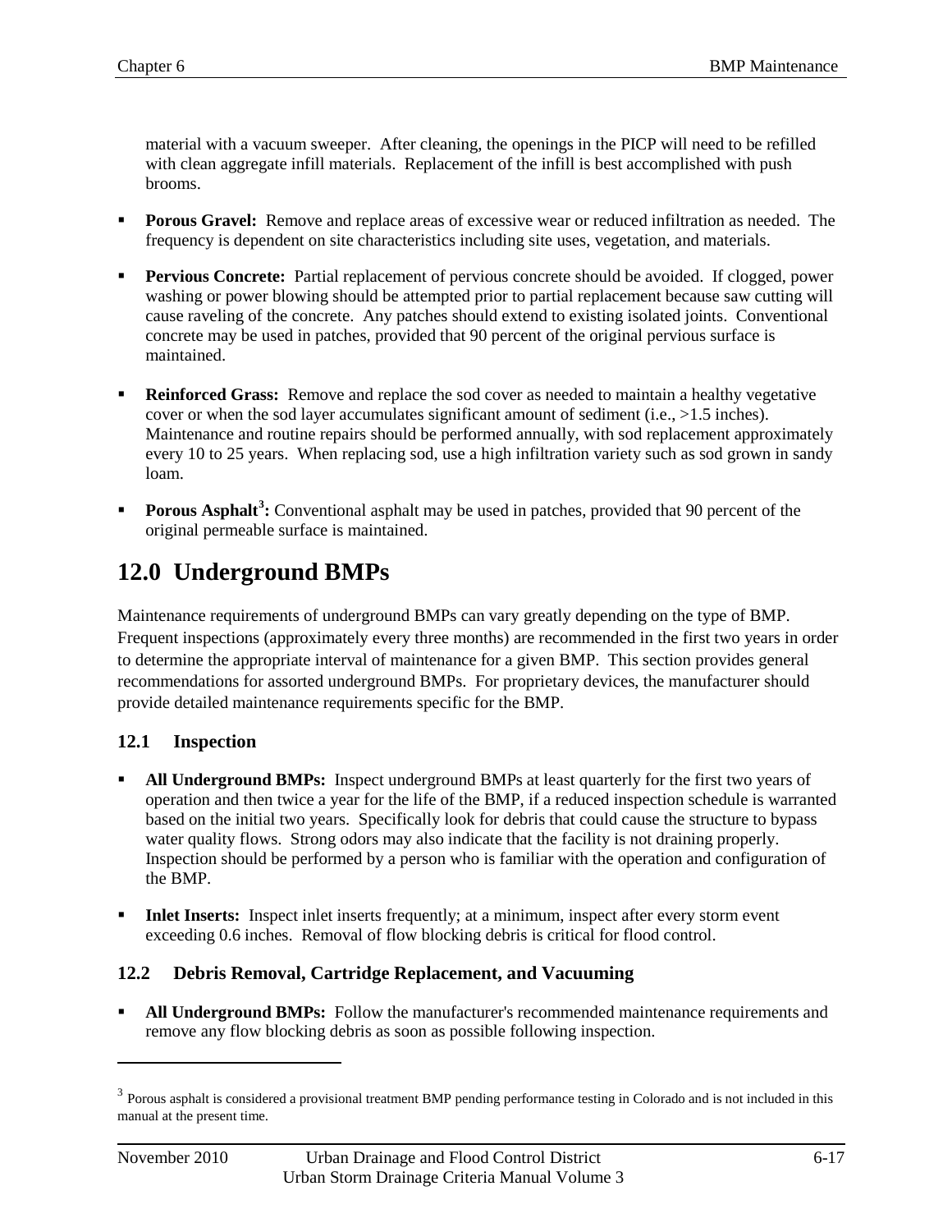material with a vacuum sweeper. After cleaning, the openings in the PICP will need to be refilled with clean aggregate infill materials. Replacement of the infill is best accomplished with push brooms.

- **Porous Gravel:** Remove and replace areas of excessive wear or reduced infiltration as needed. The frequency is dependent on site characteristics including site uses, vegetation, and materials.
- **Pervious Concrete:** Partial replacement of pervious concrete should be avoided. If clogged, power washing or power blowing should be attempted prior to partial replacement because saw cutting will cause raveling of the concrete. Any patches should extend to existing isolated joints. Conventional concrete may be used in patches, provided that 90 percent of the original pervious surface is maintained.
- **Reinforced Grass:** Remove and replace the sod cover as needed to maintain a healthy vegetative cover or when the sod layer accumulates significant amount of sediment (i.e., >1.5 inches). Maintenance and routine repairs should be performed annually, with sod replacement approximately every 10 to 25 years. When replacing sod, use a high infiltration variety such as sod grown in sandy loam.
- **Porous Asphalt[3]:** Conventional asphalt may be used in patches, provided that 90 percent of the original permeable surface is maintained.

# 12.0 Underground BMPs

Maintenance requirements of underground BMPs can vary greatly depending on the type of BMP. Frequent inspections (approximately every three months) are recommended in the first two years in order to determine the appropriate interval of maintenance for a given BMP. This section provides general recommendations for assorted underground BMPs. For proprietary devices, the manufacturer should provide detailed maintenance requirements specific for the BMP.

## 12.1 Inspection

- **All Underground BMPs:** Inspect underground BMPs at least quarterly for the first two years of operation and then twice a year for the life of the BMP, if a reduced inspection schedule is warranted based on the initial two years. Specifically look for debris that could cause the structure to bypass water quality flows. Strong odors may also indicate that the facility is not draining properly. Inspection should be performed by a person who is familiar with the operation and configuration of the BMP.
- **Inlet Inserts:** Inspect inlet inserts frequently; at a minimum, inspect after every storm event exceeding 0.6 inches. Removal of flow blocking debris is critical for flood control.

## 12.2 Debris Removal, Cartridge Replacement, and Vacuuming

- **All Underground BMPs:** Follow the manufacturer's recommended maintenance requirements and remove any flow blocking debris as soon as possible following inspection.

---

[3] Porous asphalt is considered a provisional treatment BMP pending performance testing in Colorado and is not included in this manual at the present time.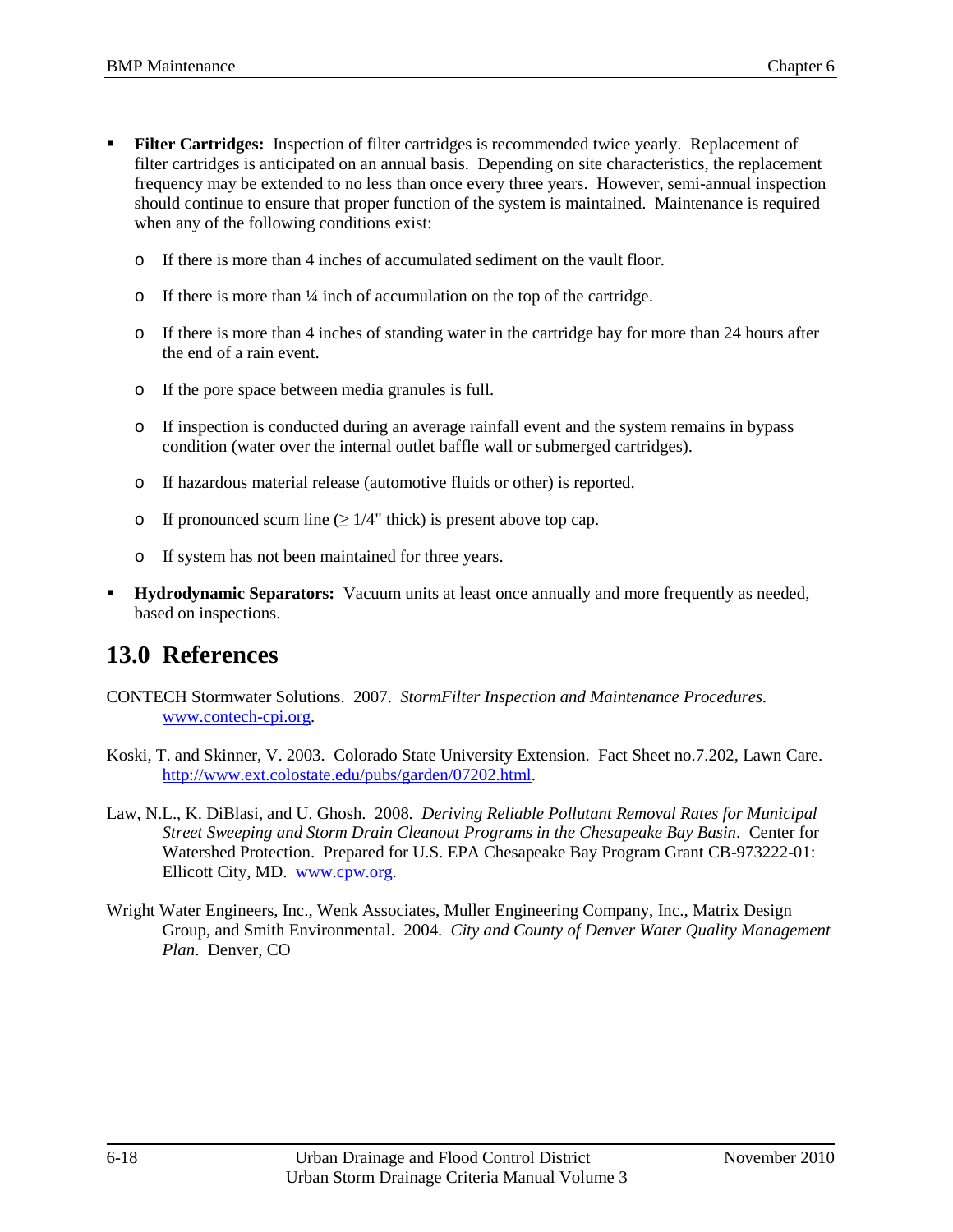- **Filter Cartridges:** Inspection of filter cartridges is recommended twice yearly. Replacement of filter cartridges is anticipated on an annual basis. Depending on site characteristics, the replacement frequency may be extended to no less than once every three years. However, semi-annual inspection should continue to ensure that proper function of the system is maintained. Maintenance is required when any of the following conditions exist:
    - If there is more than 4 inches of accumulated sediment on the vault floor.
    - If there is more than ¼ inch of accumulation on the top of the cartridge.
    - If there is more than 4 inches of standing water in the cartridge bay for more than 24 hours after the end of a rain event.
    - If the pore space between media granules is full.
    - If inspection is conducted during an average rainfall event and the system remains in bypass condition (water over the internal outlet baffle wall or submerged cartridges).
    - If hazardous material release (automotive fluids or other) is reported.
    - If pronounced scum line ($\geq$ 1/4" thick) is present above top cap.
    - If system has not been maintained for three years.
- **Hydrodynamic Separators:** Vacuum units at least once annually and more frequently as needed, based on inspections.

## 13.0 References

CONTECH Stormwater Solutions. 2007. *StormFilter Inspection and Maintenance Procedures.* www.contech-cpi.org.

Koski, T. and Skinner, V. 2003. Colorado State University Extension. Fact Sheet no.7.202, Lawn Care. http://www.ext.colostate.edu/pubs/garden/07202.html.

Law, N.L., K. DiBlasi, and U. Ghosh. 2008. *Deriving Reliable Pollutant Removal Rates for Municipal Street Sweeping and Storm Drain Cleanout Programs in the Chesapeake Bay Basin*. Center for Watershed Protection. Prepared for U.S. EPA Chesapeake Bay Program Grant CB-973222-01: Ellicott City, MD. www.cpw.org.

Wright Water Engineers, Inc., Wenk Associates, Muller Engineering Company, Inc., Matrix Design Group, and Smith Environmental. 2004. *City and County of Denver Water Quality Management Plan*. Denver, CO